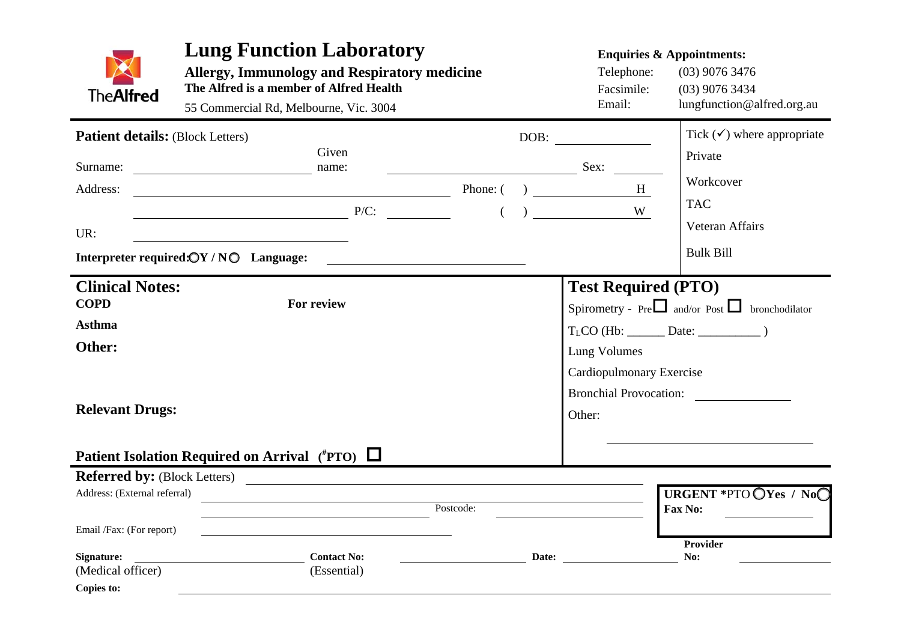# Lung Function Laboratory

**Allergy, Immunology and Respiratory medicine**

**The Alfred is a member of Alfred Health**

55 Commercial Rd, Melbourne, Vic. 3004

**Enquiries & Appointments:**

Telephone: (03) 9076 3476

Facsimile: (03) 9076 3434

Email: lungfunction@alfred.org.au

---

**Patient details:** (Block Letters)

DOB: ______________

Surname: ______________ Given name: ______________ Sex: ________

Address: ______________ Phone: ( ) ______________ H

______________ P/C: ________ ( ) ______________ W

UR: ______________

**Interpreter required:** ○ **Y / N** ○ **Language:** ______________

Tick (✓) where appropriate

- Private
- Workcover
- TAC
- Veteran Affairs
- Bulk Bill

---

## Clinical Notes:

**COPD** **For review**

**Asthma**

**Other:**

**Relevant Drugs:**

**Patient Isolation Required on Arrival (#PTO)** ☐

## Test Required (PTO)

Spirometry - Pre ☐ and/or Post ☐ bronchodilator

$T_LCO$ (Hb: ______ Date: __________ )

Lung Volumes

Cardiopulmonary Exercise

Bronchial Provocation: ______________

Other: ______________

---

**Referred by:** (Block Letters) ______________

Address: (External referral) ______________

______________ Postcode: ______________

Email /Fax: (For report) ______________

**URGENT *** PTO ○ **Yes / No** ○

**Fax No:** ______________

**Signature:** ______________ (Medical officer)

**Contact No:** ______________ (Essential)

**Date:** ______________

**Provider No:** ______________

**Copies to:** ______________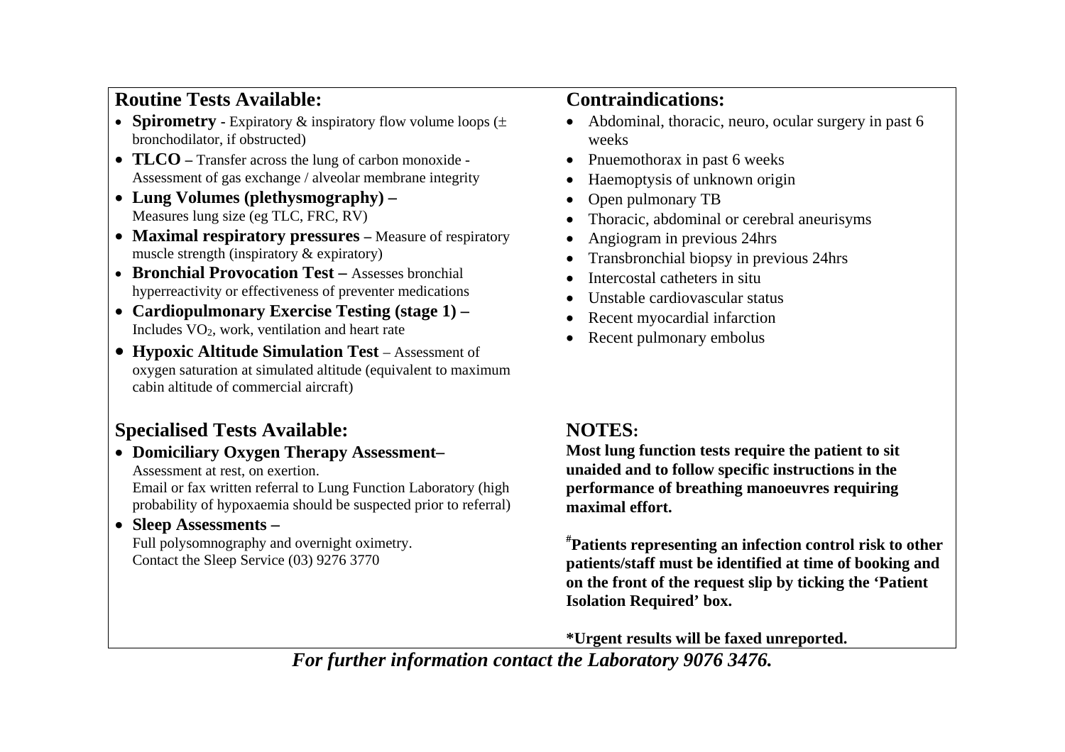## Routine Tests Available:

- **Spirometry** - Expiratory & inspiratory flow volume loops (± bronchodilator, if obstructed)
- **TLCO –** Transfer across the lung of carbon monoxide - Assessment of gas exchange / alveolar membrane integrity
- **Lung Volumes (plethysmography) –** Measures lung size (eg TLC, FRC, RV)
- **Maximal respiratory pressures –** Measure of respiratory muscle strength (inspiratory & expiratory)
- **Bronchial Provocation Test –** Assesses bronchial hyperreactivity or effectiveness of preventer medications
- **Cardiopulmonary Exercise Testing (stage 1) –** Includes $VO_2$, work, ventilation and heart rate
- **Hypoxic Altitude Simulation Test** – Assessment of oxygen saturation at simulated altitude (equivalent to maximum cabin altitude of commercial aircraft)

## Specialised Tests Available:

- **Domiciliary Oxygen Therapy Assessment–** Assessment at rest, on exertion. Email or fax written referral to Lung Function Laboratory (high probability of hypoxaemia should be suspected prior to referral)
- **Sleep Assessments –** Full polysomnography and overnight oximetry. Contact the Sleep Service (03) 9276 3770

## Contraindications:

- Abdominal, thoracic, neuro, ocular surgery in past 6 weeks
- Pnuemothorax in past 6 weeks
- Haemoptysis of unknown origin
- Open pulmonary TB
- Thoracic, abdominal or cerebral aneurisyms
- Angiogram in previous 24hrs
- Transbronchial biopsy in previous 24hrs
- Intercostal catheters in situ
- Unstable cardiovascular status
- Recent myocardial infarction
- Recent pulmonary embolus

## NOTES:

**Most lung function tests require the patient to sit unaided and to follow specific instructions in the performance of breathing manoeuvres requiring maximal effort.**

**#Patients representing an infection control risk to other patients/staff must be identified at time of booking and on the front of the request slip by ticking the 'Patient Isolation Required' box.**

**\*Urgent results will be faxed unreported.**

***For further information contact the Laboratory 9076 3476.***